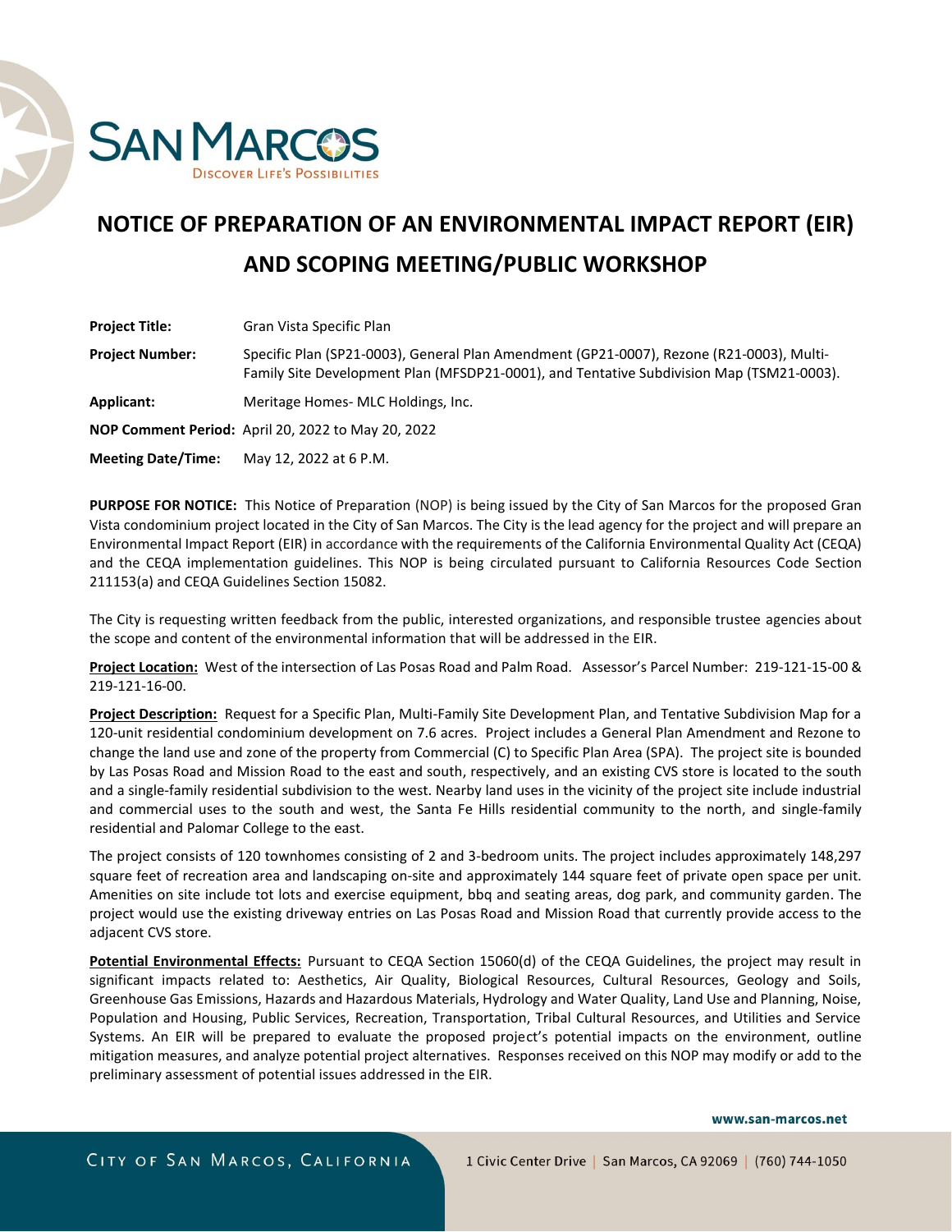SAN MARCOS

DISCOVER LIFE'S POSSIBILITIES

# NOTICE OF PREPARATION OF AN ENVIRONMENTAL IMPACT REPORT (EIR) AND SCOPING MEETING/PUBLIC WORKSHOP

**Project Title:** Gran Vista Specific Plan

**Project Number:** Specific Plan (SP21-0003), General Plan Amendment (GP21-0007), Rezone (R21-0003), Multi-Family Site Development Plan (MFSDP21-0001), and Tentative Subdivision Map (TSM21-0003).

**Applicant:** Meritage Homes- MLC Holdings, Inc.

**NOP Comment Period:** April 20, 2022 to May 20, 2022

**Meeting Date/Time:** May 12, 2022 at 6 P.M.

**PURPOSE FOR NOTICE:** This Notice of Preparation (NOP) is being issued by the City of San Marcos for the proposed Gran Vista condominium project located in the City of San Marcos. The City is the lead agency for the project and will prepare an Environmental Impact Report (EIR) in accordance with the requirements of the California Environmental Quality Act (CEQA) and the CEQA implementation guidelines. This NOP is being circulated pursuant to California Resources Code Section 211153(a) and CEQA Guidelines Section 15082.

The City is requesting written feedback from the public, interested organizations, and responsible trustee agencies about the scope and content of the environmental information that will be addressed in the EIR.

**Project Location:** West of the intersection of Las Posas Road and Palm Road. Assessor's Parcel Number: 219-121-15-00 & 219-121-16-00.

**Project Description:** Request for a Specific Plan, Multi-Family Site Development Plan, and Tentative Subdivision Map for a 120-unit residential condominium development on 7.6 acres. Project includes a General Plan Amendment and Rezone to change the land use and zone of the property from Commercial (C) to Specific Plan Area (SPA). The project site is bounded by Las Posas Road and Mission Road to the east and south, respectively, and an existing CVS store is located to the south and a single-family residential subdivision to the west. Nearby land uses in the vicinity of the project site include industrial and commercial uses to the south and west, the Santa Fe Hills residential community to the north, and single-family residential and Palomar College to the east.

The project consists of 120 townhomes consisting of 2 and 3-bedroom units. The project includes approximately 148,297 square feet of recreation area and landscaping on-site and approximately 144 square feet of private open space per unit. Amenities on site include tot lots and exercise equipment, bbq and seating areas, dog park, and community garden. The project would use the existing driveway entries on Las Posas Road and Mission Road that currently provide access to the adjacent CVS store.

**Potential Environmental Effects:** Pursuant to CEQA Section 15060(d) of the CEQA Guidelines, the project may result in significant impacts related to: Aesthetics, Air Quality, Biological Resources, Cultural Resources, Geology and Soils, Greenhouse Gas Emissions, Hazards and Hazardous Materials, Hydrology and Water Quality, Land Use and Planning, Noise, Population and Housing, Public Services, Recreation, Transportation, Tribal Cultural Resources, and Utilities and Service Systems. An EIR will be prepared to evaluate the proposed project's potential impacts on the environment, outline mitigation measures, and analyze potential project alternatives. Responses received on this NOP may modify or add to the preliminary assessment of potential issues addressed in the EIR.

www.san-marcos.net

CITY OF SAN MARCOS, CALIFORNIA

1 Civic Center Drive | San Marcos, CA 92069 | (760) 744-1050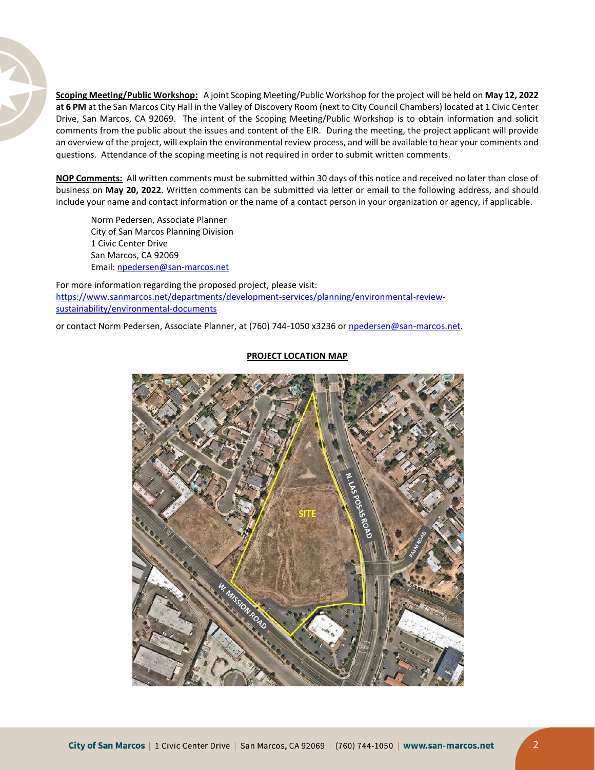**Scoping Meeting/Public Workshop:** A joint Scoping Meeting/Public Workshop for the project will be held on **May 12, 2022 at 6 PM** at the San Marcos City Hall in the Valley of Discovery Room (next to City Council Chambers) located at 1 Civic Center Drive, San Marcos, CA 92069. The intent of the Scoping Meeting/Public Workshop is to obtain information and solicit comments from the public about the issues and content of the EIR. During the meeting, the project applicant will provide an overview of the project, will explain the environmental review process, and will be available to hear your comments and questions. Attendance of the scoping meeting is not required in order to submit written comments.

**NOP Comments:** All written comments must be submitted within 30 days of this notice and received no later than close of business on **May 20, 2022**. Written comments can be submitted via letter or email to the following address, and should include your name and contact information or the name of a contact person in your organization or agency, if applicable.

Norm Pedersen, Associate Planner
City of San Marcos Planning Division
1 Civic Center Drive
San Marcos, CA 92069
Email: npedersen@san-marcos.net

For more information regarding the proposed project, please visit:
https://www.sanmarcos.net/departments/development-services/planning/environmental-review-sustainability/environmental-documents

or contact Norm Pedersen, Associate Planner, at (760) 744-1050 x3236 or npedersen@san-marcos.net.

**PROJECT LOCATION MAP**

SITE
N. LAS POSAS ROAD
PALM ROAD
W. MISSION ROAD